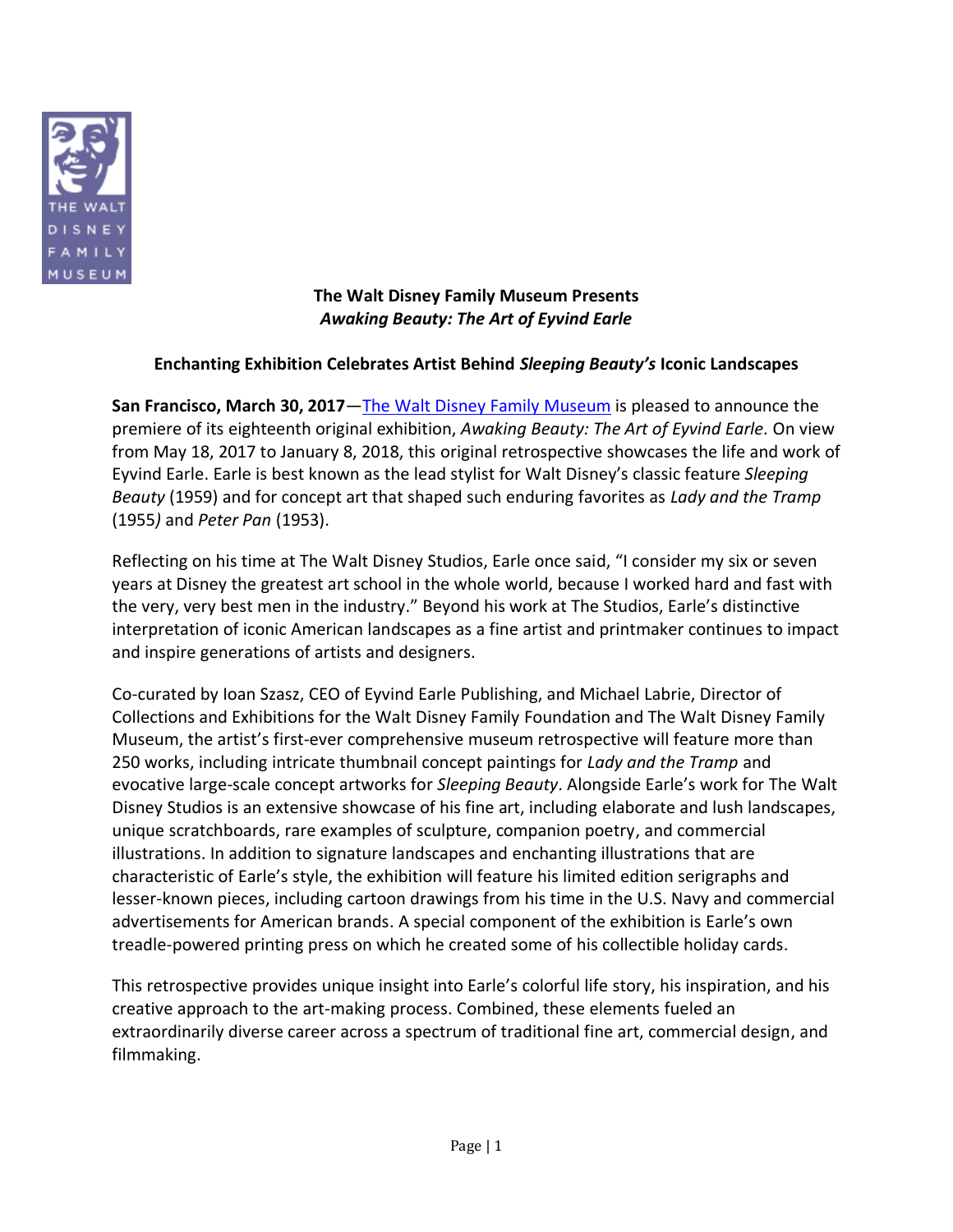**The Walt Disney Family Museum Presents**
***Awaking Beauty: The Art of Eyvind Earle***

**Enchanting Exhibition Celebrates Artist Behind *Sleeping Beauty's* Iconic Landscapes**

**San Francisco, March 30, 2017**—The Walt Disney Family Museum is pleased to announce the premiere of its eighteenth original exhibition, *Awaking Beauty: The Art of Eyvind Earle*. On view from May 18, 2017 to January 8, 2018, this original retrospective showcases the life and work of Eyvind Earle. Earle is best known as the lead stylist for Walt Disney's classic feature *Sleeping Beauty* (1959) and for concept art that shaped such enduring favorites as *Lady and the Tramp* (1955) and *Peter Pan* (1953).

Reflecting on his time at The Walt Disney Studios, Earle once said, "I consider my six or seven years at Disney the greatest art school in the whole world, because I worked hard and fast with the very, very best men in the industry." Beyond his work at The Studios, Earle's distinctive interpretation of iconic American landscapes as a fine artist and printmaker continues to impact and inspire generations of artists and designers.

Co-curated by Ioan Szasz, CEO of Eyvind Earle Publishing, and Michael Labrie, Director of Collections and Exhibitions for the Walt Disney Family Foundation and The Walt Disney Family Museum, the artist's first-ever comprehensive museum retrospective will feature more than 250 works, including intricate thumbnail concept paintings for *Lady and the Tramp* and evocative large-scale concept artworks for *Sleeping Beauty*. Alongside Earle's work for The Walt Disney Studios is an extensive showcase of his fine art, including elaborate and lush landscapes, unique scratchboards, rare examples of sculpture, companion poetry, and commercial illustrations. In addition to signature landscapes and enchanting illustrations that are characteristic of Earle's style, the exhibition will feature his limited edition serigraphs and lesser-known pieces, including cartoon drawings from his time in the U.S. Navy and commercial advertisements for American brands. A special component of the exhibition is Earle's own treadle-powered printing press on which he created some of his collectible holiday cards.

This retrospective provides unique insight into Earle's colorful life story, his inspiration, and his creative approach to the art-making process. Combined, these elements fueled an extraordinarily diverse career across a spectrum of traditional fine art, commercial design, and filmmaking.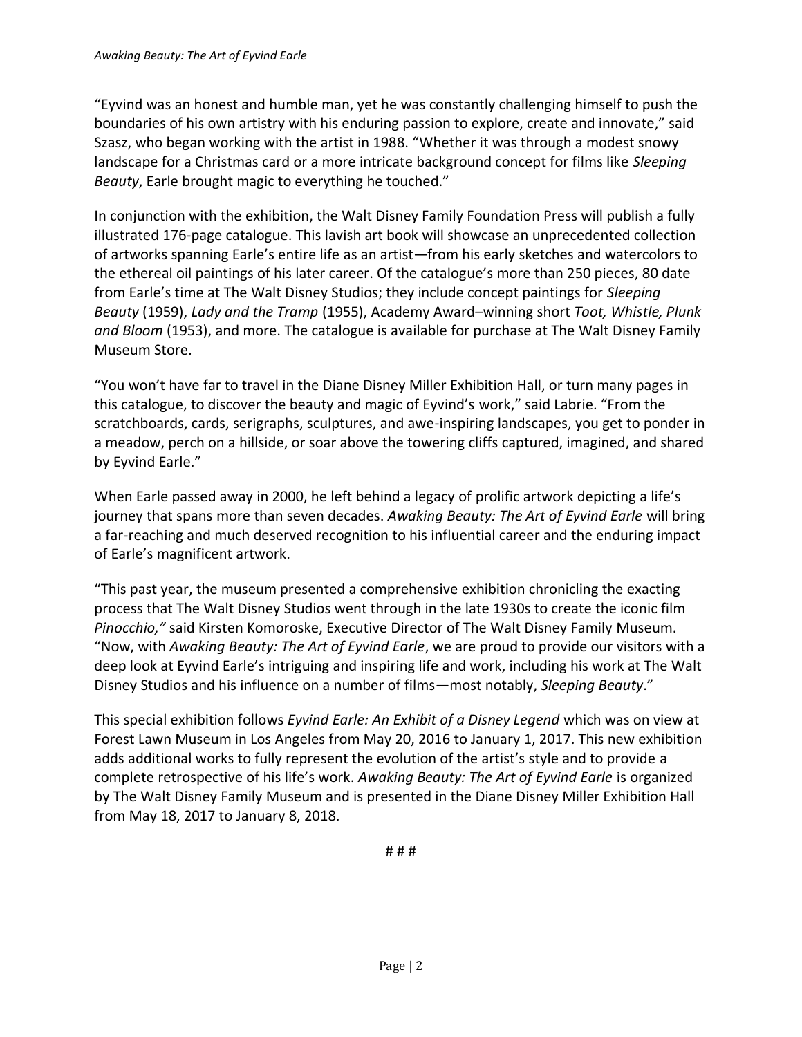"Eyvind was an honest and humble man, yet he was constantly challenging himself to push the boundaries of his own artistry with his enduring passion to explore, create and innovate," said Szasz, who began working with the artist in 1988. "Whether it was through a modest snowy landscape for a Christmas card or a more intricate background concept for films like *Sleeping Beauty*, Earle brought magic to everything he touched."

In conjunction with the exhibition, the Walt Disney Family Foundation Press will publish a fully illustrated 176-page catalogue. This lavish art book will showcase an unprecedented collection of artworks spanning Earle's entire life as an artist—from his early sketches and watercolors to the ethereal oil paintings of his later career. Of the catalogue's more than 250 pieces, 80 date from Earle's time at The Walt Disney Studios; they include concept paintings for *Sleeping Beauty* (1959), *Lady and the Tramp* (1955), Academy Award–winning short *Toot, Whistle, Plunk and Bloom* (1953), and more. The catalogue is available for purchase at The Walt Disney Family Museum Store.

"You won't have far to travel in the Diane Disney Miller Exhibition Hall, or turn many pages in this catalogue, to discover the beauty and magic of Eyvind's work," said Labrie. "From the scratchboards, cards, serigraphs, sculptures, and awe-inspiring landscapes, you get to ponder in a meadow, perch on a hillside, or soar above the towering cliffs captured, imagined, and shared by Eyvind Earle."

When Earle passed away in 2000, he left behind a legacy of prolific artwork depicting a life's journey that spans more than seven decades. *Awaking Beauty: The Art of Eyvind Earle* will bring a far-reaching and much deserved recognition to his influential career and the enduring impact of Earle's magnificent artwork.

"This past year, the museum presented a comprehensive exhibition chronicling the exacting process that The Walt Disney Studios went through in the late 1930s to create the iconic film *Pinocchio,"* said Kirsten Komoroske, Executive Director of The Walt Disney Family Museum. "Now, with *Awaking Beauty: The Art of Eyvind Earle*, we are proud to provide our visitors with a deep look at Eyvind Earle's intriguing and inspiring life and work, including his work at The Walt Disney Studios and his influence on a number of films—most notably, *Sleeping Beauty*."

This special exhibition follows *Eyvind Earle: An Exhibit of a Disney Legend* which was on view at Forest Lawn Museum in Los Angeles from May 20, 2016 to January 1, 2017. This new exhibition adds additional works to fully represent the evolution of the artist's style and to provide a complete retrospective of his life's work. *Awaking Beauty: The Art of Eyvind Earle* is organized by The Walt Disney Family Museum and is presented in the Diane Disney Miller Exhibition Hall from May 18, 2017 to January 8, 2018.

# # #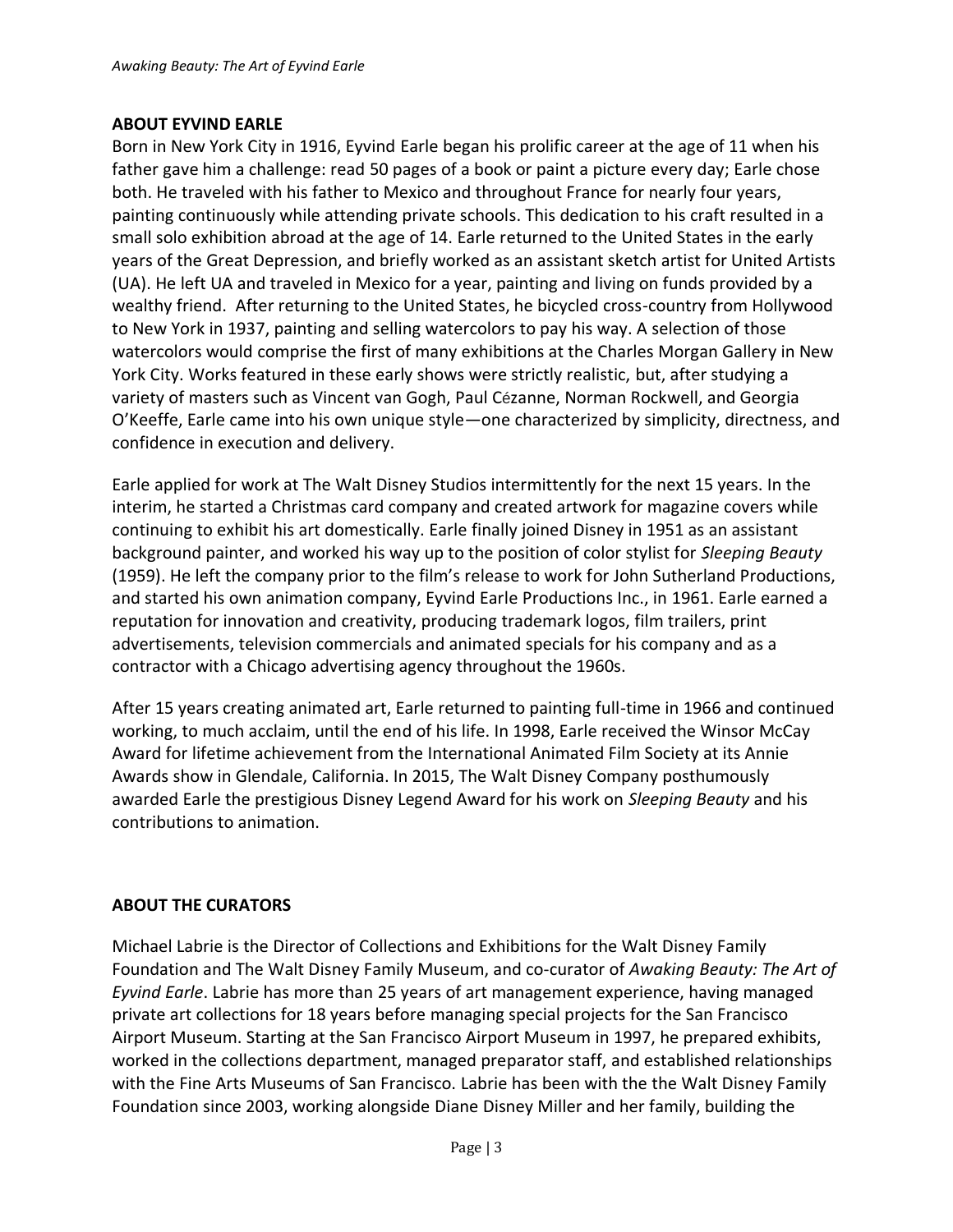## ABOUT EYVIND EARLE

Born in New York City in 1916, Eyvind Earle began his prolific career at the age of 11 when his father gave him a challenge: read 50 pages of a book or paint a picture every day; Earle chose both. He traveled with his father to Mexico and throughout France for nearly four years, painting continuously while attending private schools. This dedication to his craft resulted in a small solo exhibition abroad at the age of 14. Earle returned to the United States in the early years of the Great Depression, and briefly worked as an assistant sketch artist for United Artists (UA). He left UA and traveled in Mexico for a year, painting and living on funds provided by a wealthy friend. After returning to the United States, he bicycled cross-country from Hollywood to New York in 1937, painting and selling watercolors to pay his way. A selection of those watercolors would comprise the first of many exhibitions at the Charles Morgan Gallery in New York City. Works featured in these early shows were strictly realistic, but, after studying a variety of masters such as Vincent van Gogh, Paul Cézanne, Norman Rockwell, and Georgia O'Keeffe, Earle came into his own unique style—one characterized by simplicity, directness, and confidence in execution and delivery.

Earle applied for work at The Walt Disney Studios intermittently for the next 15 years. In the interim, he started a Christmas card company and created artwork for magazine covers while continuing to exhibit his art domestically. Earle finally joined Disney in 1951 as an assistant background painter, and worked his way up to the position of color stylist for *Sleeping Beauty* (1959). He left the company prior to the film's release to work for John Sutherland Productions, and started his own animation company, Eyvind Earle Productions Inc., in 1961. Earle earned a reputation for innovation and creativity, producing trademark logos, film trailers, print advertisements, television commercials and animated specials for his company and as a contractor with a Chicago advertising agency throughout the 1960s.

After 15 years creating animated art, Earle returned to painting full-time in 1966 and continued working, to much acclaim, until the end of his life. In 1998, Earle received the Winsor McCay Award for lifetime achievement from the International Animated Film Society at its Annie Awards show in Glendale, California. In 2015, The Walt Disney Company posthumously awarded Earle the prestigious Disney Legend Award for his work on *Sleeping Beauty* and his contributions to animation.

## ABOUT THE CURATORS

Michael Labrie is the Director of Collections and Exhibitions for the Walt Disney Family Foundation and The Walt Disney Family Museum, and co-curator of *Awaking Beauty: The Art of Eyvind Earle*. Labrie has more than 25 years of art management experience, having managed private art collections for 18 years before managing special projects for the San Francisco Airport Museum. Starting at the San Francisco Airport Museum in 1997, he prepared exhibits, worked in the collections department, managed preparator staff, and established relationships with the Fine Arts Museums of San Francisco. Labrie has been with the the Walt Disney Family Foundation since 2003, working alongside Diane Disney Miller and her family, building the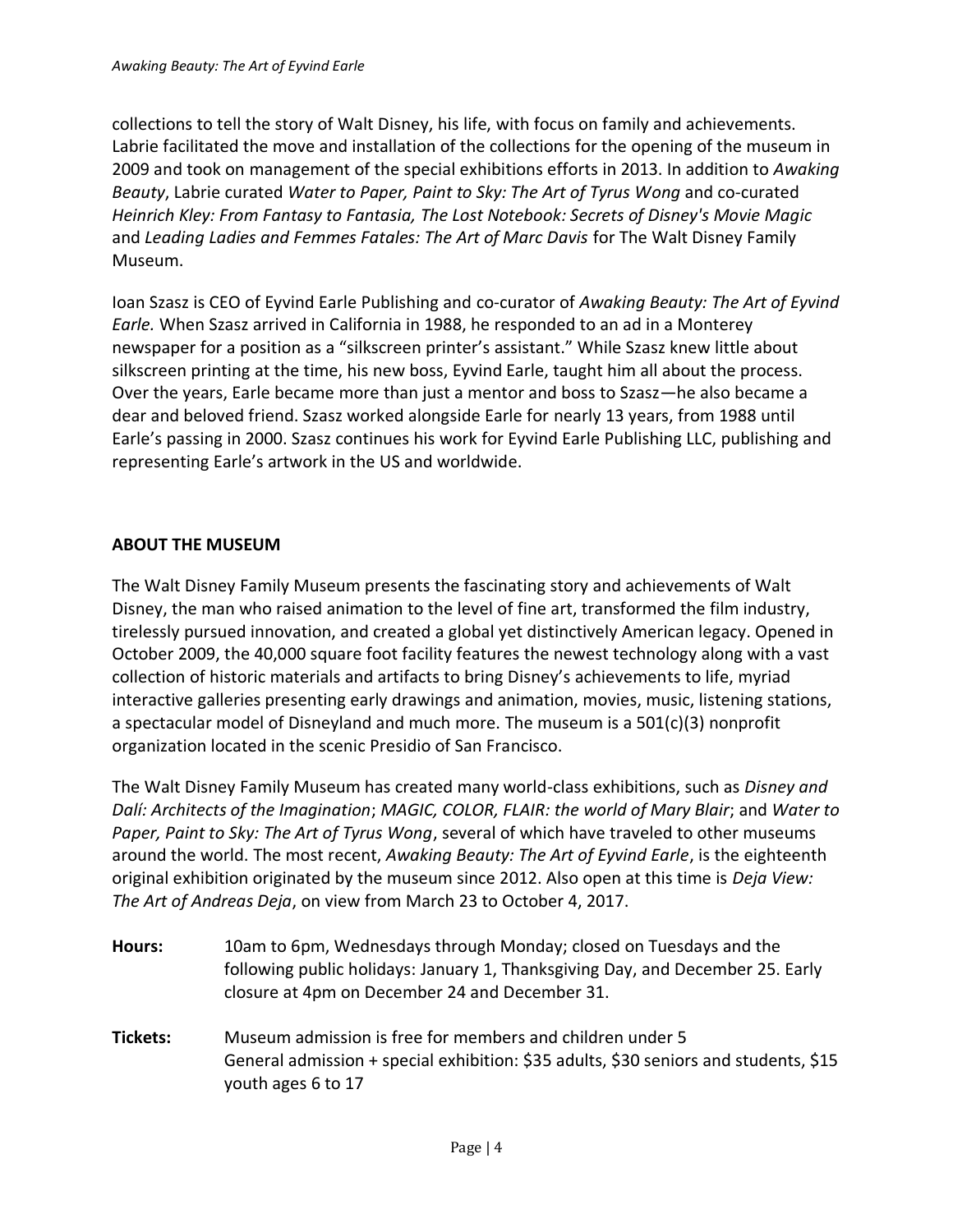collections to tell the story of Walt Disney, his life, with focus on family and achievements. Labrie facilitated the move and installation of the collections for the opening of the museum in 2009 and took on management of the special exhibitions efforts in 2013. In addition to *Awaking Beauty*, Labrie curated *Water to Paper, Paint to Sky: The Art of Tyrus Wong* and co-curated *Heinrich Kley: From Fantasy to Fantasia, The Lost Notebook: Secrets of Disney's Movie Magic* and *Leading Ladies and Femmes Fatales: The Art of Marc Davis* for The Walt Disney Family Museum.

Ioan Szasz is CEO of Eyvind Earle Publishing and co-curator of *Awaking Beauty: The Art of Eyvind Earle.* When Szasz arrived in California in 1988, he responded to an ad in a Monterey newspaper for a position as a "silkscreen printer's assistant." While Szasz knew little about silkscreen printing at the time, his new boss, Eyvind Earle, taught him all about the process. Over the years, Earle became more than just a mentor and boss to Szasz—he also became a dear and beloved friend. Szasz worked alongside Earle for nearly 13 years, from 1988 until Earle's passing in 2000. Szasz continues his work for Eyvind Earle Publishing LLC, publishing and representing Earle's artwork in the US and worldwide.

**ABOUT THE MUSEUM**

The Walt Disney Family Museum presents the fascinating story and achievements of Walt Disney, the man who raised animation to the level of fine art, transformed the film industry, tirelessly pursued innovation, and created a global yet distinctively American legacy. Opened in October 2009, the 40,000 square foot facility features the newest technology along with a vast collection of historic materials and artifacts to bring Disney's achievements to life, myriad interactive galleries presenting early drawings and animation, movies, music, listening stations, a spectacular model of Disneyland and much more. The museum is a 501(c)(3) nonprofit organization located in the scenic Presidio of San Francisco.

The Walt Disney Family Museum has created many world-class exhibitions, such as *Disney and Dalí: Architects of the Imagination*; *MAGIC, COLOR, FLAIR: the world of Mary Blair*; and *Water to Paper, Paint to Sky: The Art of Tyrus Wong*, several of which have traveled to other museums around the world. The most recent, *Awaking Beauty: The Art of Eyvind Earle*, is the eighteenth original exhibition originated by the museum since 2012. Also open at this time is *Deja View: The Art of Andreas Deja*, on view from March 23 to October 4, 2017.

**Hours:** 10am to 6pm, Wednesdays through Monday; closed on Tuesdays and the following public holidays: January 1, Thanksgiving Day, and December 25. Early closure at 4pm on December 24 and December 31.

**Tickets:** Museum admission is free for members and children under 5
General admission + special exhibition: $35 adults, $30 seniors and students, $15 youth ages 6 to 17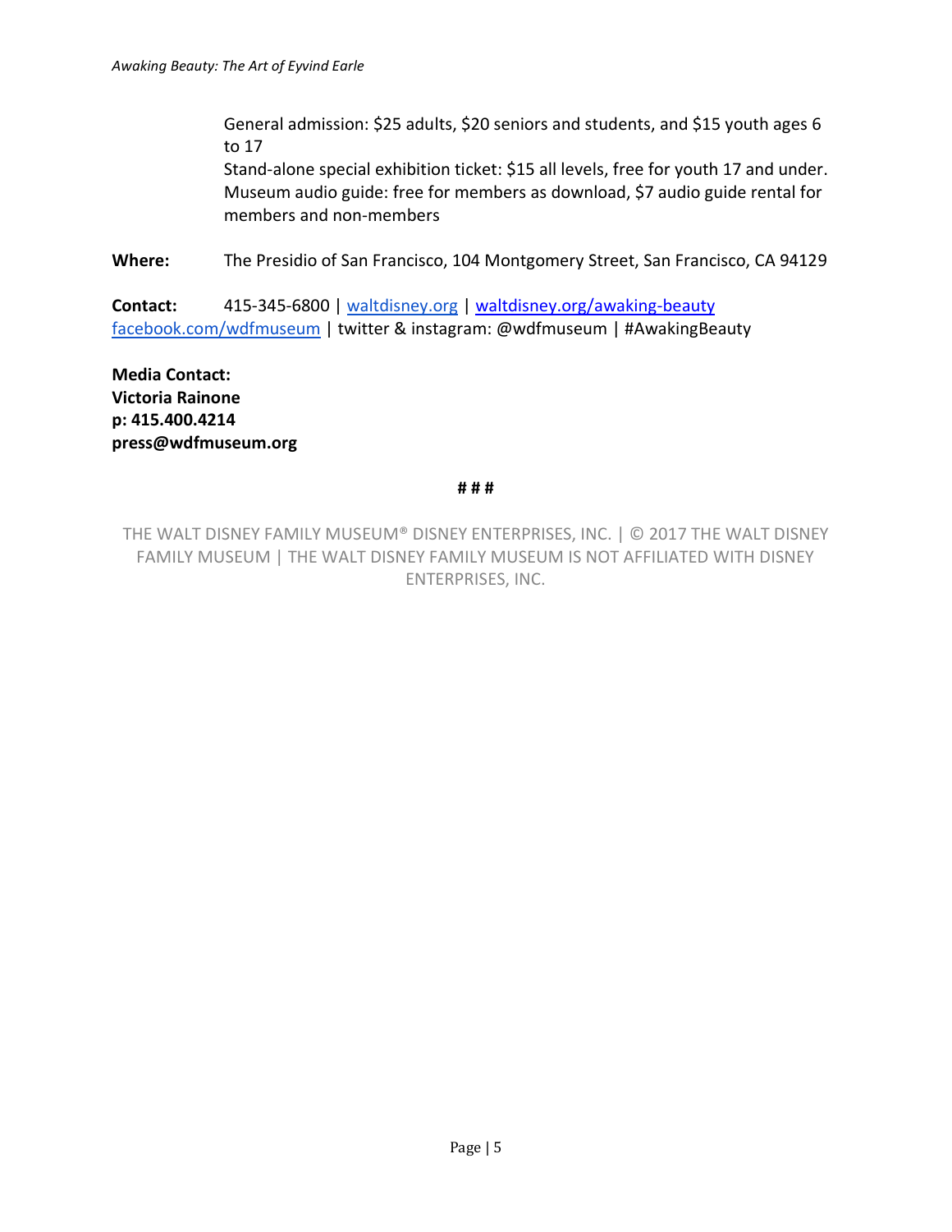General admission: $25 adults, $20 seniors and students, and $15 youth ages 6 to 17
Stand-alone special exhibition ticket: $15 all levels, free for youth 17 and under.
Museum audio guide: free for members as download, $7 audio guide rental for members and non-members

**Where:** The Presidio of San Francisco, 104 Montgomery Street, San Francisco, CA 94129

**Contact:** 415-345-6800 | waltdisney.org | waltdisney.org/awaking-beauty
facebook.com/wdfmuseum | twitter & instagram: @wdfmuseum | #AwakingBeauty

**Media Contact:**
**Victoria Rainone**
**p: 415.400.4214**
**press@wdfmuseum.org**

**# # #**

THE WALT DISNEY FAMILY MUSEUM® DISNEY ENTERPRISES, INC. | © 2017 THE WALT DISNEY FAMILY MUSEUM | THE WALT DISNEY FAMILY MUSEUM IS NOT AFFILIATED WITH DISNEY ENTERPRISES, INC.